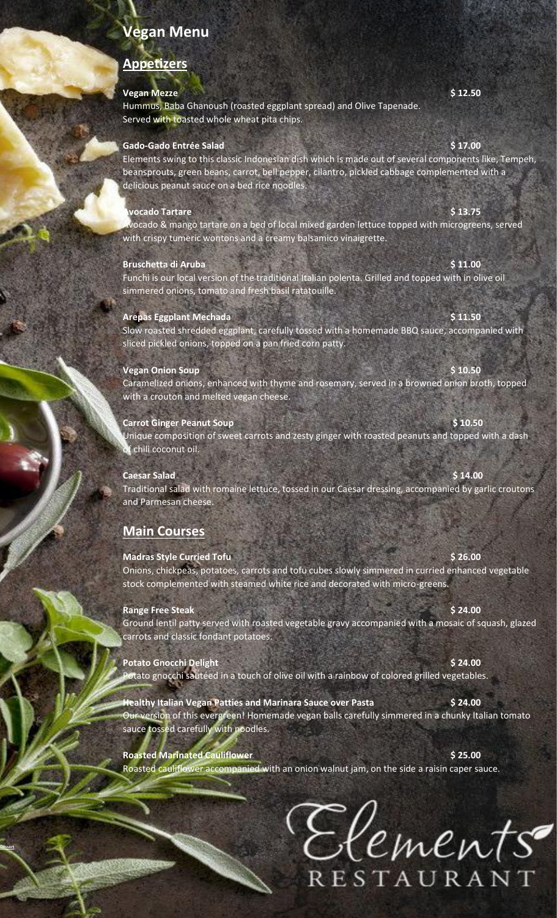# Vegan Menu

## Appetizers

**Vegan Mezze** **$ 12.50**
Hummus, Baba Ghanoush (roasted eggplant spread) and Olive Tapenade.
Served with toasted whole wheat pita chips.

**Gado-Gado Entrée Salad** **$ 17.00**
Elements swing to this classic Indonesian dish which is made out of several components like, Tempeh, beansprouts, green beans, carrot, bell pepper, cilantro, pickled cabbage complemented with a delicious peanut sauce on a bed rice noodles.

**Avocado Tartare** **$ 13.75**
Avocado & mango tartare on a bed of local mixed garden lettuce topped with microgreens, served with crispy tumeric wontons and a creamy balsamico vinaigrette.

**Bruschetta di Aruba** **$ 11.00**
Funchi is our local version of the traditional Italian polenta. Grilled and topped with in olive oil simmered onions, tomato and fresh basil ratatouille.

**Arepas Eggplant Mechada** **$ 11.50**
Slow roasted shredded eggplant, carefully tossed with a homemade BBQ sauce, accompanied with sliced pickled onions, topped on a pan fried corn patty.

**Vegan Onion Soup** **$ 10.50**
Caramelized onions, enhanced with thyme and rosemary, served in a browned onion broth, topped with a crouton and melted vegan cheese.

**Carrot Ginger Peanut Soup** **$ 10.50**
Unique composition of sweet carrots and zesty ginger with roasted peanuts and topped with a dash of chili coconut oil.

**Caesar Salad** **$ 14.00**
Traditional salad with romaine lettuce, tossed in our Caesar dressing, accompanied by garlic croutons and Parmesan cheese.

## Main Courses

**Madras Style Curried Tofu** **$ 26.00**
Onions, chickpeas, potatoes, carrots and tofu cubes slowly simmered in curried enhanced vegetable stock complemented with steamed white rice and decorated with micro-greens.

**Range Free Steak** **$ 24.00**
Ground lentil patty served with roasted vegetable gravy accompanied with a mosaic of squash, glazed carrots and classic fondant potatoes.

**Potato Gnocchi Delight** **$ 24.00**
Potato gnocchi sautéed in a touch of olive oil with a rainbow of colored grilled vegetables.

**Healthy Italian Vegan Patties and Marinara Sauce over Pasta** **$ 24.00**
Our version of this evergreen! Homemade vegan balls carefully simmered in a chunky Italian tomato sauce tossed carefully with noodles.

**Roasted Marinated Cauliflower** **$ 25.00**
Roasted cauliflower accompanied with an onion walnut jam, on the side a raisin caper sauce.

Elements
RESTAURANT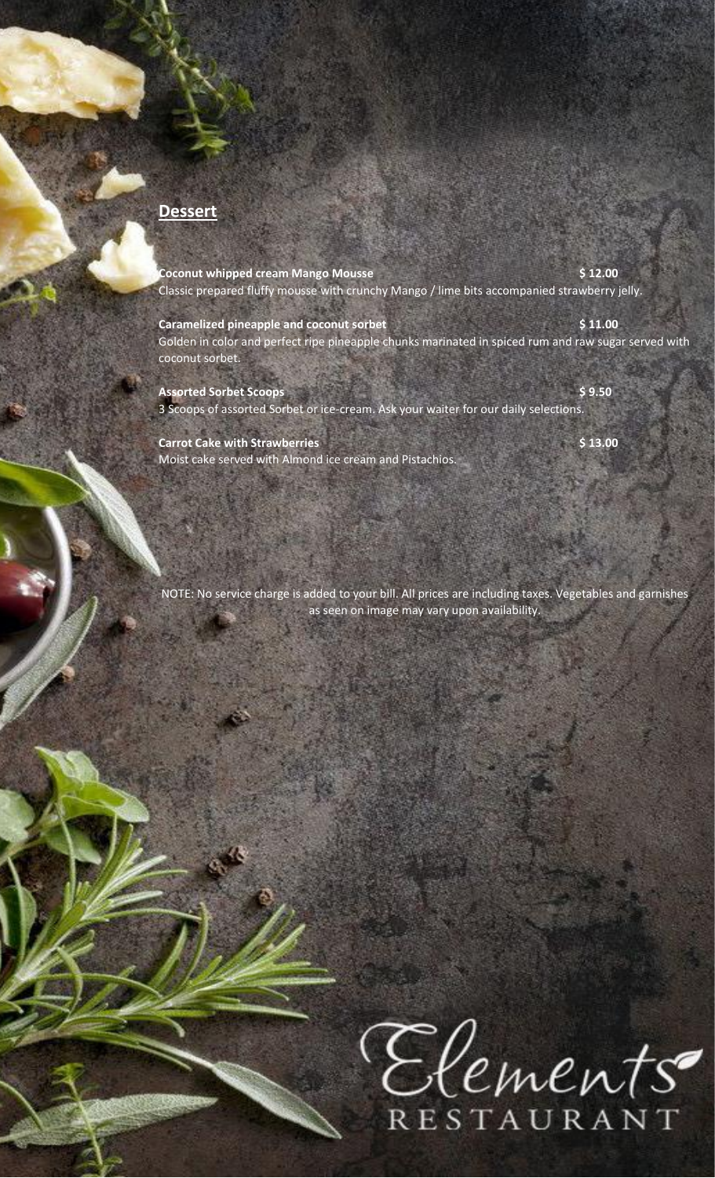## Dessert

**Coconut whipped cream Mango Mousse** **$ 12.00**
Classic prepared fluffy mousse with crunchy Mango / lime bits accompanied strawberry jelly.

**Caramelized pineapple and coconut sorbet** **$ 11.00**
Golden in color and perfect ripe pineapple chunks marinated in spiced rum and raw sugar served with coconut sorbet.

**Assorted Sorbet Scoops** **$ 9.50**
3 Scoops of assorted Sorbet or ice-cream. Ask your waiter for our daily selections.

**Carrot Cake with Strawberries** **$ 13.00**
Moist cake served with Almond ice cream and Pistachios.

NOTE: No service charge is added to your bill. All prices are including taxes. Vegetables and garnishes as seen on image may vary upon availability.

Elements
RESTAURANT